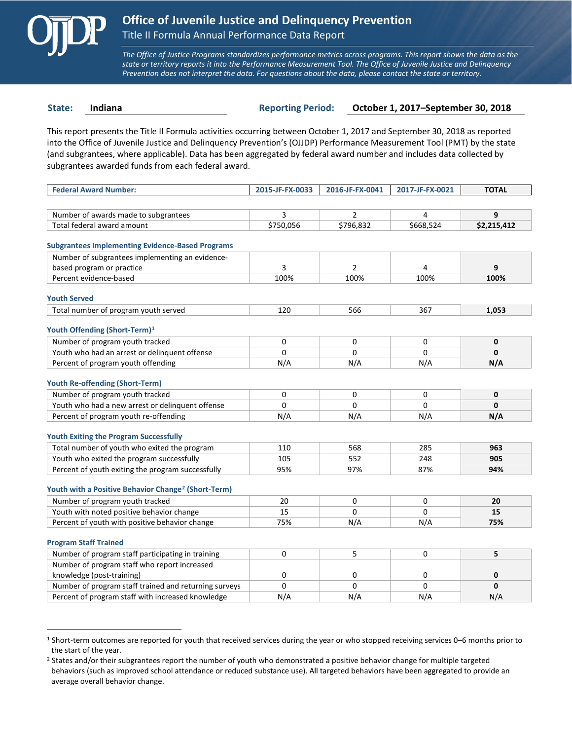# Office of Juvenile Justice and Delinquency Prevention

## Title II Formula Annual Performance Data Report

*The Office of Justice Programs standardizes performance metrics across programs. This report shows the data as the state or territory reports it into the Performance Measurement Tool. The Office of Juvenile Justice and Delinquency Prevention does not interpret the data. For questions about the data, please contact the state or territory.*

**State:** Indiana **Reporting Period:** October 1, 2017–September 30, 2018

This report presents the Title II Formula activities occurring between October 1, 2017 and September 30, 2018 as reported into the Office of Juvenile Justice and Delinquency Prevention's (OJJDP) Performance Measurement Tool (PMT) by the state (and subgrantees, where applicable). Data has been aggregated by federal award number and includes data collected by subgrantees awarded funds from each federal award.

| Federal Award Number: | 2015-JF-FX-0033 | 2016-JF-FX-0041 | 2017-JF-FX-0021 | TOTAL |
|---|---|---|---|---|
| Number of awards made to subgrantees | 3 | 2 | 4 | **9** |
| Total federal award amount | $750,056 | $796,832 | $668,524 | **$2,215,412** |

### Subgrantees Implementing Evidence-Based Programs

| | 2015-JF-FX-0033 | 2016-JF-FX-0041 | 2017-JF-FX-0021 | TOTAL |
|---|---|---|---|---|
| Number of subgrantees implementing an evidence-based program or practice | 3 | 2 | 4 | **9** |
| Percent evidence-based | 100% | 100% | 100% | **100%** |

### Youth Served

| | 2015-JF-FX-0033 | 2016-JF-FX-0041 | 2017-JF-FX-0021 | TOTAL |
|---|---|---|---|---|
| Total number of program youth served | 120 | 566 | 367 | **1,053** |

### Youth Offending (Short-Term)[1]

| | 2015-JF-FX-0033 | 2016-JF-FX-0041 | 2017-JF-FX-0021 | TOTAL |
|---|---|---|---|---|
| Number of program youth tracked | 0 | 0 | 0 | **0** |
| Youth who had an arrest or delinquent offense | 0 | 0 | 0 | **0** |
| Percent of program youth offending | N/A | N/A | N/A | **N/A** |

### Youth Re-offending (Short-Term)

| | 2015-JF-FX-0033 | 2016-JF-FX-0041 | 2017-JF-FX-0021 | TOTAL |
|---|---|---|---|---|
| Number of program youth tracked | 0 | 0 | 0 | **0** |
| Youth who had a new arrest or delinquent offense | 0 | 0 | 0 | **0** |
| Percent of program youth re-offending | N/A | N/A | N/A | **N/A** |

### Youth Exiting the Program Successfully

| | 2015-JF-FX-0033 | 2016-JF-FX-0041 | 2017-JF-FX-0021 | TOTAL |
|---|---|---|---|---|
| Total number of youth who exited the program | 110 | 568 | 285 | **963** |
| Youth who exited the program successfully | 105 | 552 | 248 | **905** |
| Percent of youth exiting the program successfully | 95% | 97% | 87% | **94%** |

### Youth with a Positive Behavior Change[2] (Short-Term)

| | 2015-JF-FX-0033 | 2016-JF-FX-0041 | 2017-JF-FX-0021 | TOTAL |
|---|---|---|---|---|
| Number of program youth tracked | 20 | 0 | 0 | **20** |
| Youth with noted positive behavior change | 15 | 0 | 0 | **15** |
| Percent of youth with positive behavior change | 75% | N/A | N/A | **75%** |

### Program Staff Trained

| | 2015-JF-FX-0033 | 2016-JF-FX-0041 | 2017-JF-FX-0021 | TOTAL |
|---|---|---|---|---|
| Number of program staff participating in training | 0 | 5 | 0 | **5** |
| Number of program staff who report increased knowledge (post-training) | 0 | 0 | 0 | **0** |
| Number of program staff trained and returning surveys | 0 | 0 | 0 | **0** |
| Percent of program staff with increased knowledge | N/A | N/A | N/A | N/A |

---

[1] Short-term outcomes are reported for youth that received services during the year or who stopped receiving services 0–6 months prior to the start of the year.

[2] States and/or their subgrantees report the number of youth who demonstrated a positive behavior change for multiple targeted behaviors (such as improved school attendance or reduced substance use). All targeted behaviors have been aggregated to provide an average overall behavior change.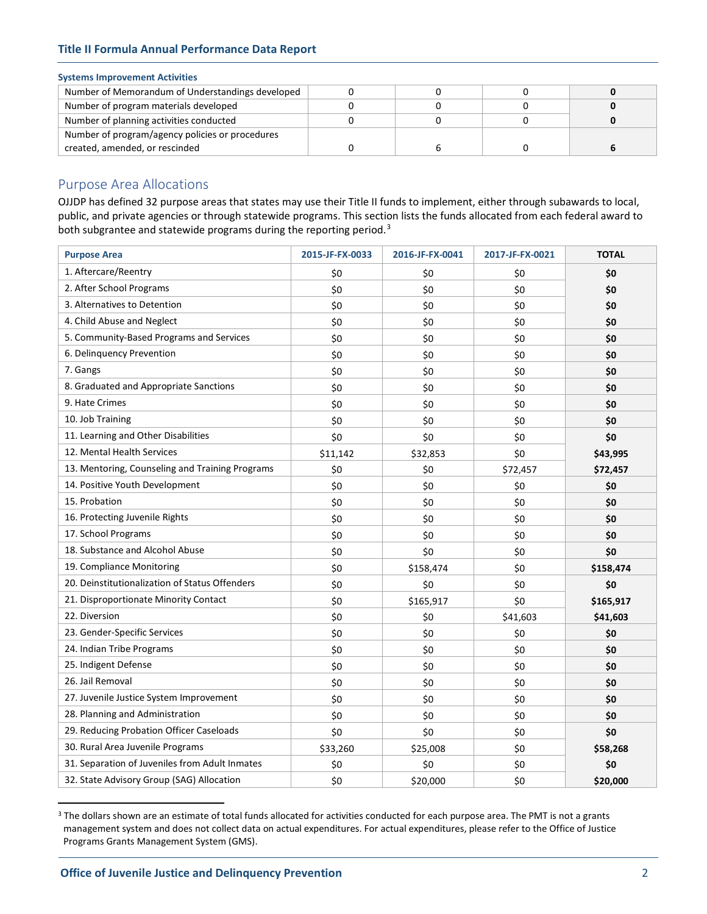### Systems Improvement Activities

| | | | | |
|---|---|---|---|---|
| Number of Memorandum of Understandings developed | 0 | 0 | 0 | **0** |
| Number of program materials developed | 0 | 0 | 0 | **0** |
| Number of planning activities conducted | 0 | 0 | 0 | **0** |
| Number of program/agency policies or procedures created, amended, or rescinded | 0 | 6 | 0 | **6** |

## Purpose Area Allocations

OJJDP has defined 32 purpose areas that states may use their Title II funds to implement, either through subawards to local, public, and private agencies or through statewide programs. This section lists the funds allocated from each federal award to both subgrantee and statewide programs during the reporting period.[3]

| Purpose Area | 2015-JF-FX-0033 | 2016-JF-FX-0041 | 2017-JF-FX-0021 | TOTAL |
|---|---|---|---|---|
| 1. Aftercare/Reentry | $0 | $0 | $0 | **$0** |
| 2. After School Programs | $0 | $0 | $0 | **$0** |
| 3. Alternatives to Detention | $0 | $0 | $0 | **$0** |
| 4. Child Abuse and Neglect | $0 | $0 | $0 | **$0** |
| 5. Community-Based Programs and Services | $0 | $0 | $0 | **$0** |
| 6. Delinquency Prevention | $0 | $0 | $0 | **$0** |
| 7. Gangs | $0 | $0 | $0 | **$0** |
| 8. Graduated and Appropriate Sanctions | $0 | $0 | $0 | **$0** |
| 9. Hate Crimes | $0 | $0 | $0 | **$0** |
| 10. Job Training | $0 | $0 | $0 | **$0** |
| 11. Learning and Other Disabilities | $0 | $0 | $0 | **$0** |
| 12. Mental Health Services | $11,142 | $32,853 | $0 | **$43,995** |
| 13. Mentoring, Counseling and Training Programs | $0 | $0 | $72,457 | **$72,457** |
| 14. Positive Youth Development | $0 | $0 | $0 | **$0** |
| 15. Probation | $0 | $0 | $0 | **$0** |
| 16. Protecting Juvenile Rights | $0 | $0 | $0 | **$0** |
| 17. School Programs | $0 | $0 | $0 | **$0** |
| 18. Substance and Alcohol Abuse | $0 | $0 | $0 | **$0** |
| 19. Compliance Monitoring | $0 | $158,474 | $0 | **$158,474** |
| 20. Deinstitutionalization of Status Offenders | $0 | $0 | $0 | **$0** |
| 21. Disproportionate Minority Contact | $0 | $165,917 | $0 | **$165,917** |
| 22. Diversion | $0 | $0 | $41,603 | **$41,603** |
| 23. Gender-Specific Services | $0 | $0 | $0 | **$0** |
| 24. Indian Tribe Programs | $0 | $0 | $0 | **$0** |
| 25. Indigent Defense | $0 | $0 | $0 | **$0** |
| 26. Jail Removal | $0 | $0 | $0 | **$0** |
| 27. Juvenile Justice System Improvement | $0 | $0 | $0 | **$0** |
| 28. Planning and Administration | $0 | $0 | $0 | **$0** |
| 29. Reducing Probation Officer Caseloads | $0 | $0 | $0 | **$0** |
| 30. Rural Area Juvenile Programs | $33,260 | $25,008 | $0 | **$58,268** |
| 31. Separation of Juveniles from Adult Inmates | $0 | $0 | $0 | **$0** |
| 32. State Advisory Group (SAG) Allocation | $0 | $20,000 | $0 | **$20,000** |

[3] The dollars shown are an estimate of total funds allocated for activities conducted for each purpose area. The PMT is not a grants management system and does not collect data on actual expenditures. For actual expenditures, please refer to the Office of Justice Programs Grants Management System (GMS).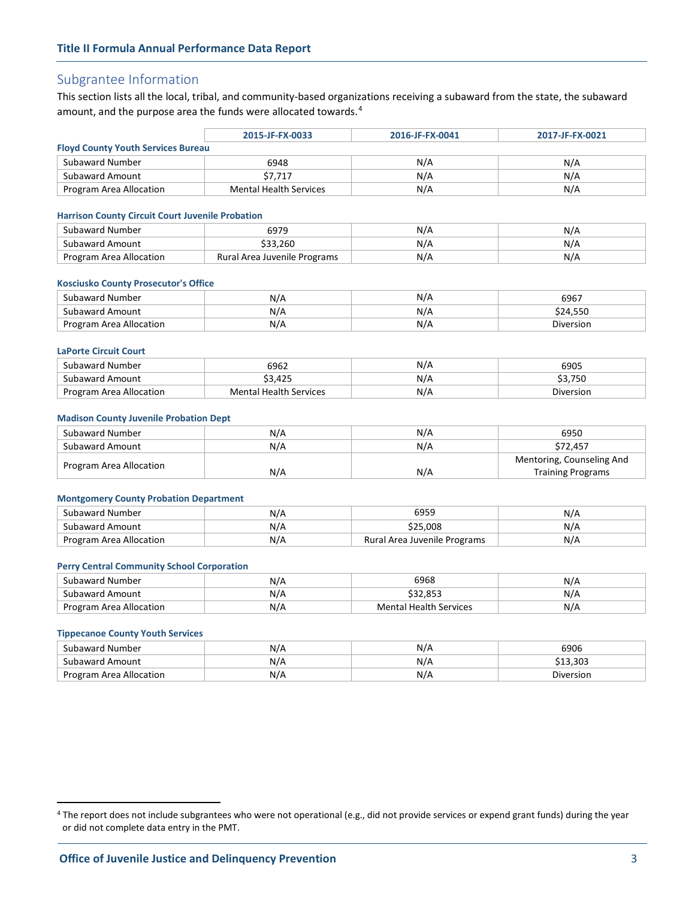## Subgrantee Information

This section lists all the local, tribal, and community-based organizations receiving a subaward from the state, the subaward amount, and the purpose area the funds were allocated towards.[4]

| | 2015-JF-FX-0033 | 2016-JF-FX-0041 | 2017-JF-FX-0021 |
|---|---|---|---|
| **Floyd County Youth Services Bureau** | | | |
| Subaward Number | 6948 | N/A | N/A |
| Subaward Amount | $7,717 | N/A | N/A |
| Program Area Allocation | Mental Health Services | N/A | N/A |
| **Harrison County Circuit Court Juvenile Probation** | | | |
| Subaward Number | 6979 | N/A | N/A |
| Subaward Amount | $33,260 | N/A | N/A |
| Program Area Allocation | Rural Area Juvenile Programs | N/A | N/A |
| **Kosciusko County Prosecutor's Office** | | | |
| Subaward Number | N/A | N/A | 6967 |
| Subaward Amount | N/A | N/A | $24,550 |
| Program Area Allocation | N/A | N/A | Diversion |
| **LaPorte Circuit Court** | | | |
| Subaward Number | 6962 | N/A | 6905 |
| Subaward Amount | $3,425 | N/A | $3,750 |
| Program Area Allocation | Mental Health Services | N/A | Diversion |
| **Madison County Juvenile Probation Dept** | | | |
| Subaward Number | N/A | N/A | 6950 |
| Subaward Amount | N/A | N/A | $72,457 |
| Program Area Allocation | N/A | N/A | Mentoring, Counseling And Training Programs |
| **Montgomery County Probation Department** | | | |
| Subaward Number | N/A | 6959 | N/A |
| Subaward Amount | N/A | $25,008 | N/A |
| Program Area Allocation | N/A | Rural Area Juvenile Programs | N/A |
| **Perry Central Community School Corporation** | | | |
| Subaward Number | N/A | 6968 | N/A |
| Subaward Amount | N/A | $32,853 | N/A |
| Program Area Allocation | N/A | Mental Health Services | N/A |
| **Tippecanoe County Youth Services** | | | |
| Subaward Number | N/A | N/A | 6906 |
| Subaward Amount | N/A | N/A | $13,303 |
| Program Area Allocation | N/A | N/A | Diversion |

[4] The report does not include subgrantees who were not operational (e.g., did not provide services or expend grant funds) during the year or did not complete data entry in the PMT.